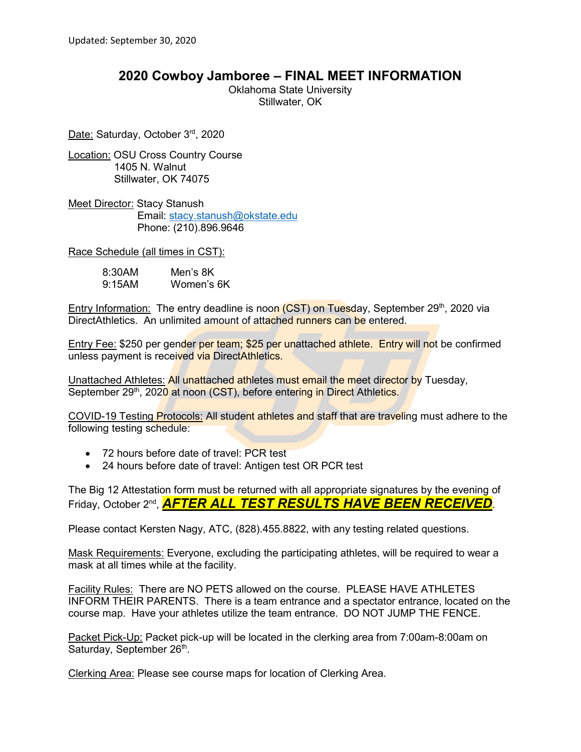Updated: September 30, 2020

# 2020 Cowboy Jamboree – FINAL MEET INFORMATION

Oklahoma State University
Stillwater, OK

Date: Saturday, October 3rd, 2020

Location: OSU Cross Country Course
1405 N. Walnut
Stillwater, OK 74075

Meet Director: Stacy Stanush
Email: stacy.stanush@okstate.edu
Phone: (210).896.9646

Race Schedule (all times in CST):

| | |
|---|---|
| 8:30AM | Men's 8K |
| 9:15AM | Women's 6K |

Entry Information: The entry deadline is noon (CST) on Tuesday, September 29th, 2020 via DirectAthletics. An unlimited amount of attached runners can be entered.

Entry Fee: $250 per gender per team; $25 per unattached athlete. Entry will not be confirmed unless payment is received via DirectAthletics.

Unattached Athletes: All unattached athletes must email the meet director by Tuesday, September 29th, 2020 at noon (CST), before entering in Direct Athletics.

COVID-19 Testing Protocols: All student athletes and staff that are traveling must adhere to the following testing schedule:

- 72 hours before date of travel: PCR test
- 24 hours before date of travel: Antigen test OR PCR test

The Big 12 Attestation form must be returned with all appropriate signatures by the evening of Friday, October 2nd, ***AFTER ALL TEST RESULTS HAVE BEEN RECEIVED***.

Please contact Kersten Nagy, ATC, (828).455.8822, with any testing related questions.

Mask Requirements: Everyone, excluding the participating athletes, will be required to wear a mask at all times while at the facility.

Facility Rules: There are NO PETS allowed on the course. PLEASE HAVE ATHLETES INFORM THEIR PARENTS. There is a team entrance and a spectator entrance, located on the course map. Have your athletes utilize the team entrance. DO NOT JUMP THE FENCE.

Packet Pick-Up: Packet pick-up will be located in the clerking area from 7:00am-8:00am on Saturday, September 26th.

Clerking Area: Please see course maps for location of Clerking Area.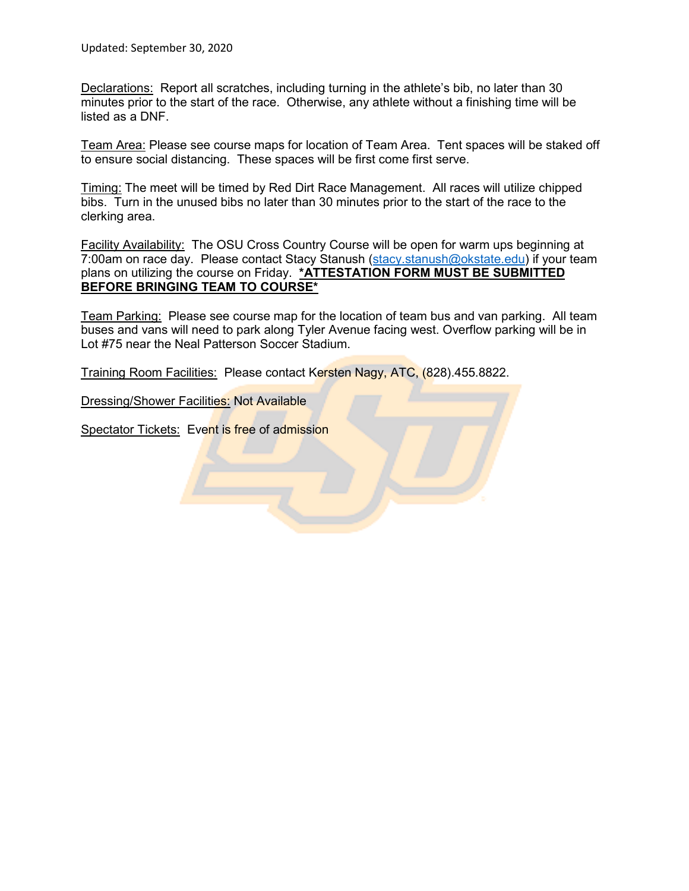Updated: September 30, 2020

Declarations: Report all scratches, including turning in the athlete's bib, no later than 30 minutes prior to the start of the race. Otherwise, any athlete without a finishing time will be listed as a DNF.

Team Area: Please see course maps for location of Team Area. Tent spaces will be staked off to ensure social distancing. These spaces will be first come first serve.

Timing: The meet will be timed by Red Dirt Race Management. All races will utilize chipped bibs. Turn in the unused bibs no later than 30 minutes prior to the start of the race to the clerking area.

Facility Availability: The OSU Cross Country Course will be open for warm ups beginning at 7:00am on race day. Please contact Stacy Stanush (stacy.stanush@okstate.edu) if your team plans on utilizing the course on Friday. **\*ATTESTATION FORM MUST BE SUBMITTED BEFORE BRINGING TEAM TO COURSE\***

Team Parking: Please see course map for the location of team bus and van parking. All team buses and vans will need to park along Tyler Avenue facing west. Overflow parking will be in Lot #75 near the Neal Patterson Soccer Stadium.

Training Room Facilities: Please contact Kersten Nagy, ATC, (828).455.8822.

Dressing/Shower Facilities: Not Available

Spectator Tickets: Event is free of admission